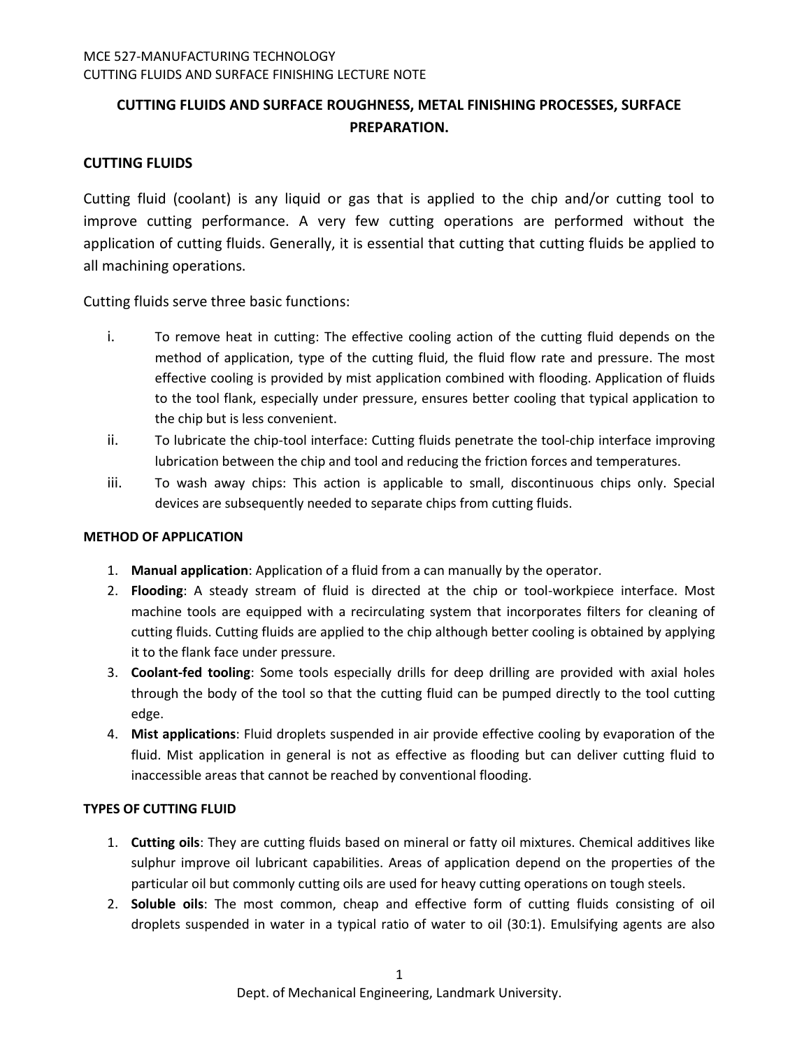# CUTTING FLUIDS AND SURFACE ROUGHNESS, METAL FINISHING PROCESSES, SURFACE PREPARATION.

## CUTTING FLUIDS

Cutting fluid (coolant) is any liquid or gas that is applied to the chip and/or cutting tool to improve cutting performance. A very few cutting operations are performed without the application of cutting fluids. Generally, it is essential that cutting that cutting fluids be applied to all machining operations.

Cutting fluids serve three basic functions:

i. To remove heat in cutting: The effective cooling action of the cutting fluid depends on the method of application, type of the cutting fluid, the fluid flow rate and pressure. The most effective cooling is provided by mist application combined with flooding. Application of fluids to the tool flank, especially under pressure, ensures better cooling that typical application to the chip but is less convenient.
ii. To lubricate the chip-tool interface: Cutting fluids penetrate the tool-chip interface improving lubrication between the chip and tool and reducing the friction forces and temperatures.
iii. To wash away chips: This action is applicable to small, discontinuous chips only. Special devices are subsequently needed to separate chips from cutting fluids.

### METHOD OF APPLICATION

1. **Manual application**: Application of a fluid from a can manually by the operator.
2. **Flooding**: A steady stream of fluid is directed at the chip or tool-workpiece interface. Most machine tools are equipped with a recirculating system that incorporates filters for cleaning of cutting fluids. Cutting fluids are applied to the chip although better cooling is obtained by applying it to the flank face under pressure.
3. **Coolant-fed tooling**: Some tools especially drills for deep drilling are provided with axial holes through the body of the tool so that the cutting fluid can be pumped directly to the tool cutting edge.
4. **Mist applications**: Fluid droplets suspended in air provide effective cooling by evaporation of the fluid. Mist application in general is not as effective as flooding but can deliver cutting fluid to inaccessible areas that cannot be reached by conventional flooding.

### TYPES OF CUTTING FLUID

1. **Cutting oils**: They are cutting fluids based on mineral or fatty oil mixtures. Chemical additives like sulphur improve oil lubricant capabilities. Areas of application depend on the properties of the particular oil but commonly cutting oils are used for heavy cutting operations on tough steels.
2. **Soluble oils**: The most common, cheap and effective form of cutting fluids consisting of oil droplets suspended in water in a typical ratio of water to oil (30:1). Emulsifying agents are also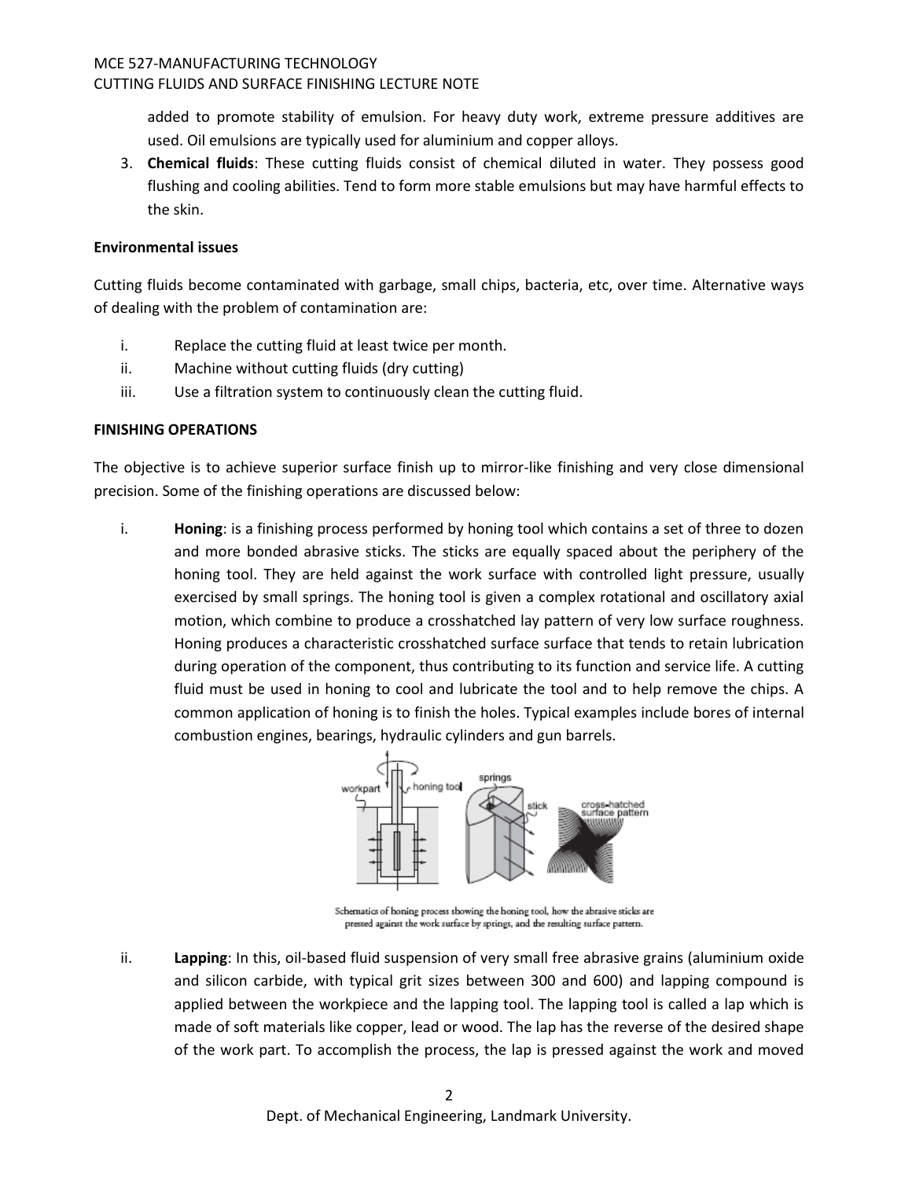added to promote stability of emulsion. For heavy duty work, extreme pressure additives are used. Oil emulsions are typically used for aluminium and copper alloys.

3. **Chemical fluids**: These cutting fluids consist of chemical diluted in water. They possess good flushing and cooling abilities. Tend to form more stable emulsions but may have harmful effects to the skin.

**Environmental issues**

Cutting fluids become contaminated with garbage, small chips, bacteria, etc, over time. Alternative ways of dealing with the problem of contamination are:

i. Replace the cutting fluid at least twice per month.
ii. Machine without cutting fluids (dry cutting)
iii. Use a filtration system to continuously clean the cutting fluid.

**FINISHING OPERATIONS**

The objective is to achieve superior surface finish up to mirror-like finishing and very close dimensional precision. Some of the finishing operations are discussed below:

i. **Honing**: is a finishing process performed by honing tool which contains a set of three to dozen and more bonded abrasive sticks. The sticks are equally spaced about the periphery of the honing tool. They are held against the work surface with controlled light pressure, usually exercised by small springs. The honing tool is given a complex rotational and oscillatory axial motion, which combine to produce a crosshatched lay pattern of very low surface roughness. Honing produces a characteristic crosshatched surface surface that tends to retain lubrication during operation of the component, thus contributing to its function and service life. A cutting fluid must be used in honing to cool and lubricate the tool and to help remove the chips. A common application of honing is to finish the holes. Typical examples include bores of internal combustion engines, bearings, hydraulic cylinders and gun barrels.

Schematics of honing process showing the honing tool, how the abrasive sticks are pressed against the work surface by springs, and the resulting surface pattern.

ii. **Lapping**: In this, oil-based fluid suspension of very small free abrasive grains (aluminium oxide and silicon carbide, with typical grit sizes between 300 and 600) and lapping compound is applied between the workpiece and the lapping tool. The lapping tool is called a lap which is made of soft materials like copper, lead or wood. The lap has the reverse of the desired shape of the work part. To accomplish the process, the lap is pressed against the work and moved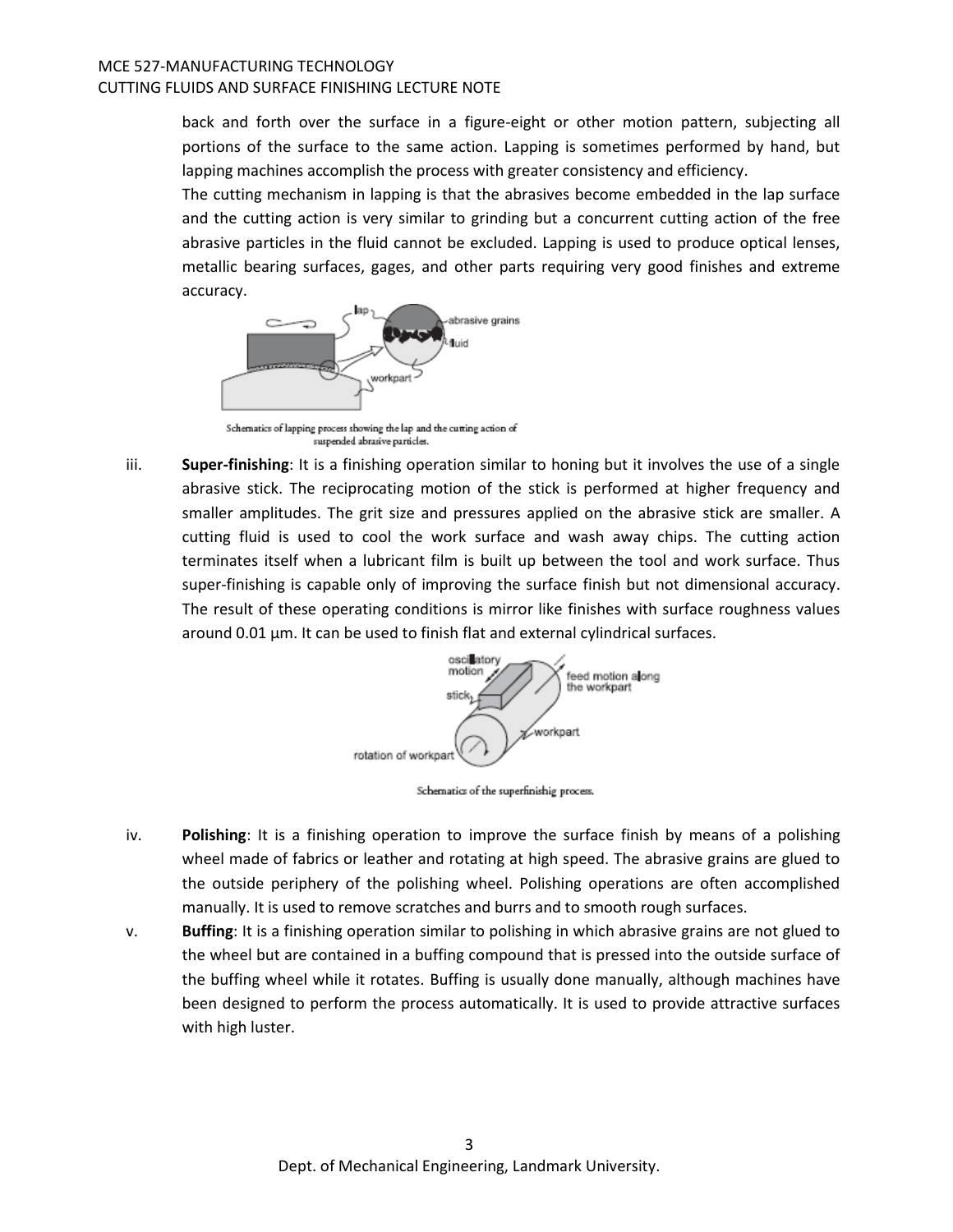back and forth over the surface in a figure-eight or other motion pattern, subjecting all portions of the surface to the same action. Lapping is sometimes performed by hand, but lapping machines accomplish the process with greater consistency and efficiency.

The cutting mechanism in lapping is that the abrasives become embedded in the lap surface and the cutting action is very similar to grinding but a concurrent cutting action of the free abrasive particles in the fluid cannot be excluded. Lapping is used to produce optical lenses, metallic bearing surfaces, gages, and other parts requiring very good finishes and extreme accuracy.

Schematics of lapping process showing the lap and the cutting action of suspended abrasive particles.

iii. **Super-finishing**: It is a finishing operation similar to honing but it involves the use of a single abrasive stick. The reciprocating motion of the stick is performed at higher frequency and smaller amplitudes. The grit size and pressures applied on the abrasive stick are smaller. A cutting fluid is used to cool the work surface and wash away chips. The cutting action terminates itself when a lubricant film is built up between the tool and work surface. Thus super-finishing is capable only of improving the surface finish but not dimensional accuracy. The result of these operating conditions is mirror like finishes with surface roughness values around 0.01 µm. It can be used to finish flat and external cylindrical surfaces.

Schematics of the superfinishig process.

iv. **Polishing**: It is a finishing operation to improve the surface finish by means of a polishing wheel made of fabrics or leather and rotating at high speed. The abrasive grains are glued to the outside periphery of the polishing wheel. Polishing operations are often accomplished manually. It is used to remove scratches and burrs and to smooth rough surfaces.

v. **Buffing**: It is a finishing operation similar to polishing in which abrasive grains are not glued to the wheel but are contained in a buffing compound that is pressed into the outside surface of the buffing wheel while it rotates. Buffing is usually done manually, although machines have been designed to perform the process automatically. It is used to provide attractive surfaces with high luster.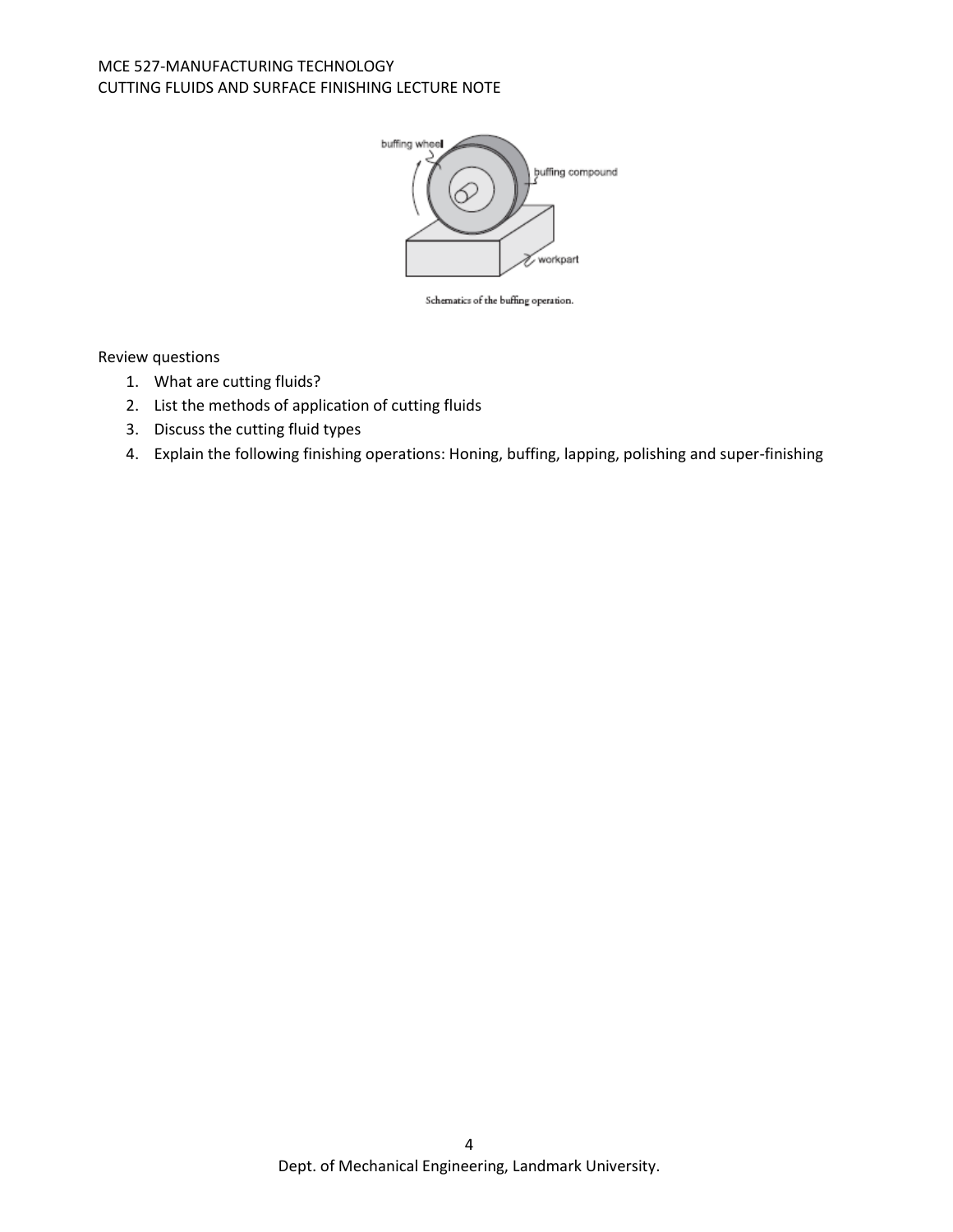buffing wheel

buffing compound

workpart

Schematics of the buffing operation.

Review questions

1. What are cutting fluids?
2. List the methods of application of cutting fluids
3. Discuss the cutting fluid types
4. Explain the following finishing operations: Honing, buffing, lapping, polishing and super-finishing